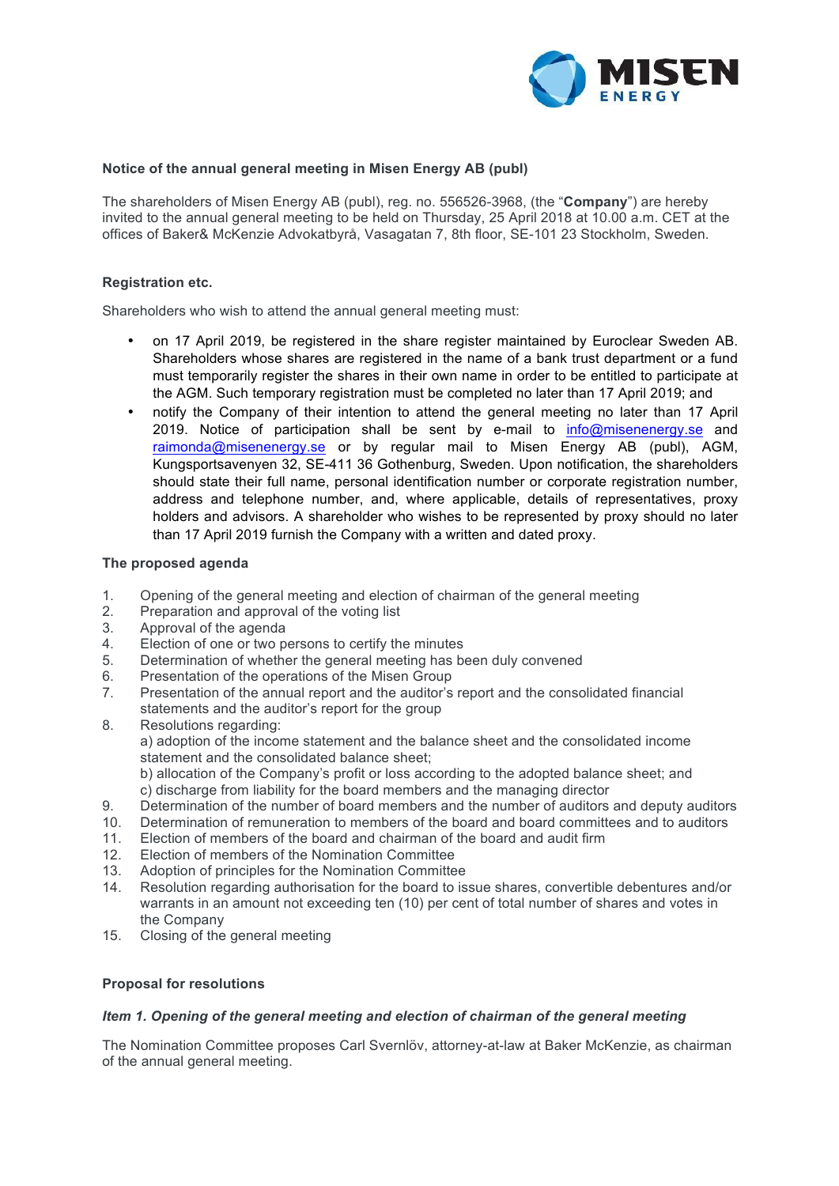**Notice of the annual general meeting in Misen Energy AB (publ)**

The shareholders of Misen Energy AB (publ), reg. no. 556526-3968, (the "**Company**") are hereby invited to the annual general meeting to be held on Thursday, 25 April 2018 at 10.00 a.m. CET at the offices of Baker& McKenzie Advokatbyrå, Vasagatan 7, 8th floor, SE-101 23 Stockholm, Sweden.

**Registration etc.**

Shareholders who wish to attend the annual general meeting must:

- on 17 April 2019, be registered in the share register maintained by Euroclear Sweden AB. Shareholders whose shares are registered in the name of a bank trust department or a fund must temporarily register the shares in their own name in order to be entitled to participate at the AGM. Such temporary registration must be completed no later than 17 April 2019; and
- notify the Company of their intention to attend the general meeting no later than 17 April 2019. Notice of participation shall be sent by e-mail to info@misenenergy.se and raimonda@misenenergy.se or by regular mail to Misen Energy AB (publ), AGM, Kungsportsavenyen 32, SE-411 36 Gothenburg, Sweden. Upon notification, the shareholders should state their full name, personal identification number or corporate registration number, address and telephone number, and, where applicable, details of representatives, proxy holders and advisors. A shareholder who wishes to be represented by proxy should no later than 17 April 2019 furnish the Company with a written and dated proxy.

**The proposed agenda**

1. Opening of the general meeting and election of chairman of the general meeting
2. Preparation and approval of the voting list
3. Approval of the agenda
4. Election of one or two persons to certify the minutes
5. Determination of whether the general meeting has been duly convened
6. Presentation of the operations of the Misen Group
7. Presentation of the annual report and the auditor's report and the consolidated financial statements and the auditor's report for the group
8. Resolutions regarding:
   a) adoption of the income statement and the balance sheet and the consolidated income statement and the consolidated balance sheet;
   b) allocation of the Company's profit or loss according to the adopted balance sheet; and
   c) discharge from liability for the board members and the managing director
9. Determination of the number of board members and the number of auditors and deputy auditors
10. Determination of remuneration to members of the board and board committees and to auditors
11. Election of members of the board and chairman of the board and audit firm
12. Election of members of the Nomination Committee
13. Adoption of principles for the Nomination Committee
14. Resolution regarding authorisation for the board to issue shares, convertible debentures and/or warrants in an amount not exceeding ten (10) per cent of total number of shares and votes in the Company
15. Closing of the general meeting

**Proposal for resolutions**

***Item 1. Opening of the general meeting and election of chairman of the general meeting***

The Nomination Committee proposes Carl Svernlöv, attorney-at-law at Baker McKenzie, as chairman of the annual general meeting.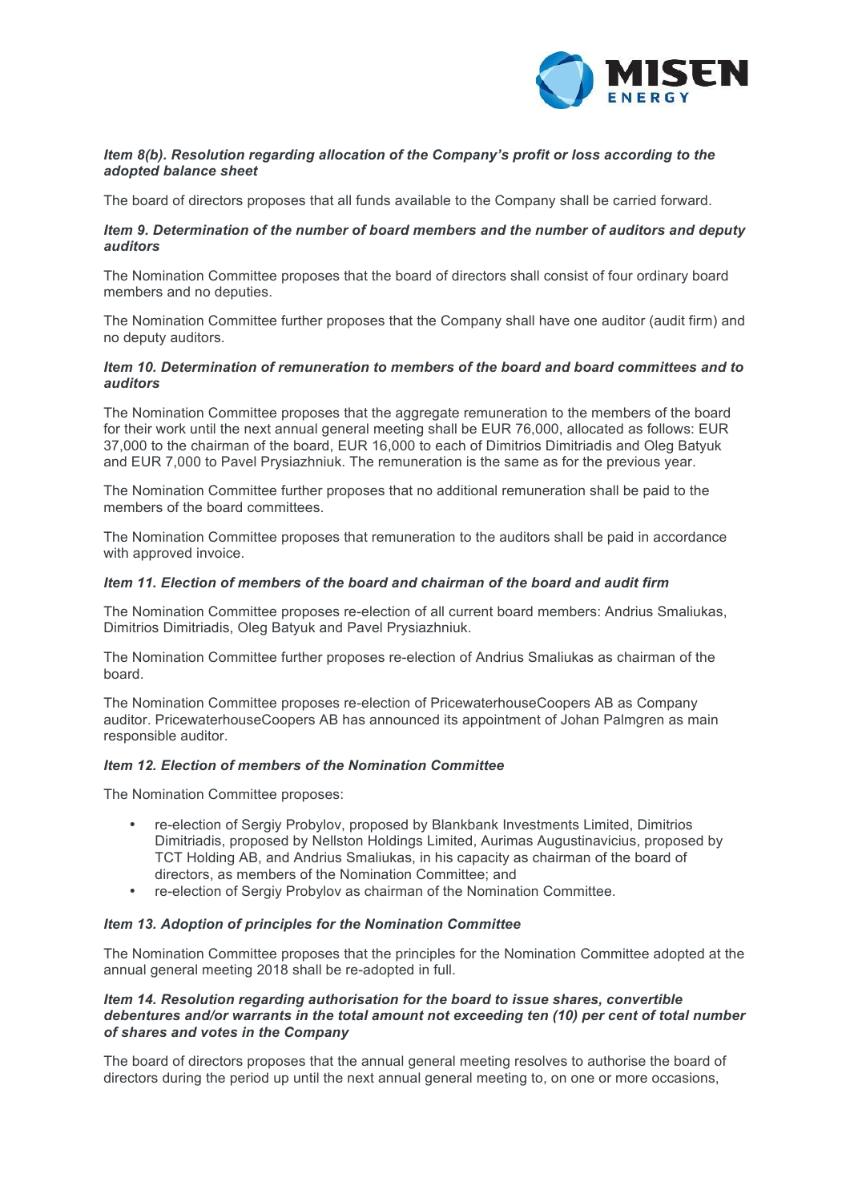***Item 8(b). Resolution regarding allocation of the Company's profit or loss according to the adopted balance sheet***

The board of directors proposes that all funds available to the Company shall be carried forward.

***Item 9. Determination of the number of board members and the number of auditors and deputy auditors***

The Nomination Committee proposes that the board of directors shall consist of four ordinary board members and no deputies.

The Nomination Committee further proposes that the Company shall have one auditor (audit firm) and no deputy auditors.

***Item 10. Determination of remuneration to members of the board and board committees and to auditors***

The Nomination Committee proposes that the aggregate remuneration to the members of the board for their work until the next annual general meeting shall be EUR 76,000, allocated as follows: EUR 37,000 to the chairman of the board, EUR 16,000 to each of Dimitrios Dimitriadis and Oleg Batyuk and EUR 7,000 to Pavel Prysiazhniuk. The remuneration is the same as for the previous year.

The Nomination Committee further proposes that no additional remuneration shall be paid to the members of the board committees.

The Nomination Committee proposes that remuneration to the auditors shall be paid in accordance with approved invoice.

***Item 11. Election of members of the board and chairman of the board and audit firm***

The Nomination Committee proposes re-election of all current board members: Andrius Smaliukas, Dimitrios Dimitriadis, Oleg Batyuk and Pavel Prysiazhniuk.

The Nomination Committee further proposes re-election of Andrius Smaliukas as chairman of the board.

The Nomination Committee proposes re-election of PricewaterhouseCoopers AB as Company auditor. PricewaterhouseCoopers AB has announced its appointment of Johan Palmgren as main responsible auditor.

***Item 12. Election of members of the Nomination Committee***

The Nomination Committee proposes:

- re-election of Sergiy Probylov, proposed by Blankbank Investments Limited, Dimitrios Dimitriadis, proposed by Nellston Holdings Limited, Aurimas Augustinavicius, proposed by TCT Holding AB, and Andrius Smaliukas, in his capacity as chairman of the board of directors, as members of the Nomination Committee; and
- re-election of Sergiy Probylov as chairman of the Nomination Committee.

***Item 13. Adoption of principles for the Nomination Committee***

The Nomination Committee proposes that the principles for the Nomination Committee adopted at the annual general meeting 2018 shall be re-adopted in full.

***Item 14. Resolution regarding authorisation for the board to issue shares, convertible debentures and/or warrants in the total amount not exceeding ten (10) per cent of total number of shares and votes in the Company***

The board of directors proposes that the annual general meeting resolves to authorise the board of directors during the period up until the next annual general meeting to, on one or more occasions,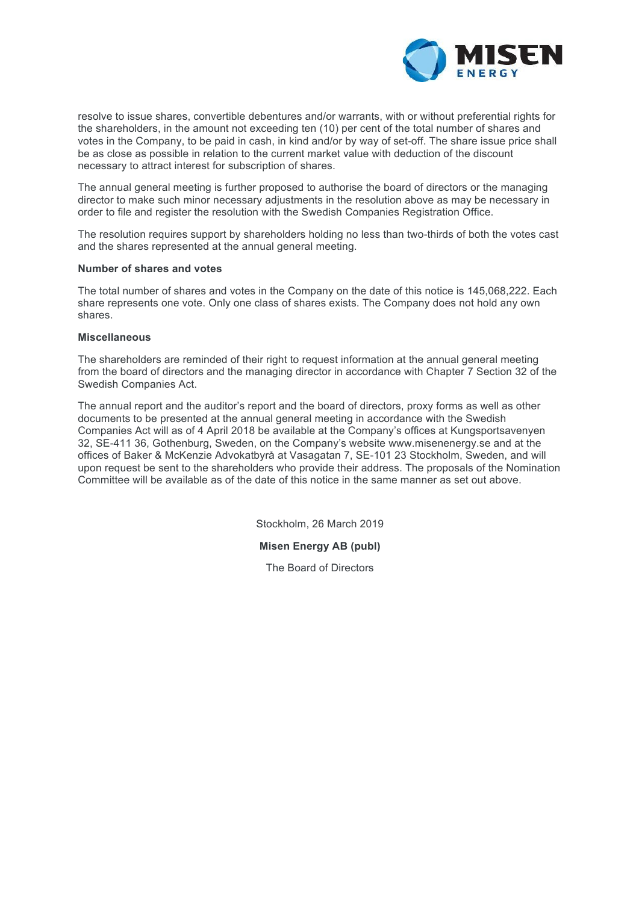resolve to issue shares, convertible debentures and/or warrants, with or without preferential rights for the shareholders, in the amount not exceeding ten (10) per cent of the total number of shares and votes in the Company, to be paid in cash, in kind and/or by way of set-off. The share issue price shall be as close as possible in relation to the current market value with deduction of the discount necessary to attract interest for subscription of shares.

The annual general meeting is further proposed to authorise the board of directors or the managing director to make such minor necessary adjustments in the resolution above as may be necessary in order to file and register the resolution with the Swedish Companies Registration Office.

The resolution requires support by shareholders holding no less than two-thirds of both the votes cast and the shares represented at the annual general meeting.

**Number of shares and votes**

The total number of shares and votes in the Company on the date of this notice is 145,068,222. Each share represents one vote. Only one class of shares exists. The Company does not hold any own shares.

**Miscellaneous**

The shareholders are reminded of their right to request information at the annual general meeting from the board of directors and the managing director in accordance with Chapter 7 Section 32 of the Swedish Companies Act.

The annual report and the auditor's report and the board of directors, proxy forms as well as other documents to be presented at the annual general meeting in accordance with the Swedish Companies Act will as of 4 April 2018 be available at the Company's offices at Kungsportsavenyen 32, SE-411 36, Gothenburg, Sweden, on the Company's website www.misenenergy.se and at the offices of Baker & McKenzie Advokatbyrå at Vasagatan 7, SE-101 23 Stockholm, Sweden, and will upon request be sent to the shareholders who provide their address. The proposals of the Nomination Committee will be available as of the date of this notice in the same manner as set out above.

Stockholm, 26 March 2019

**Misen Energy AB (publ)**

The Board of Directors